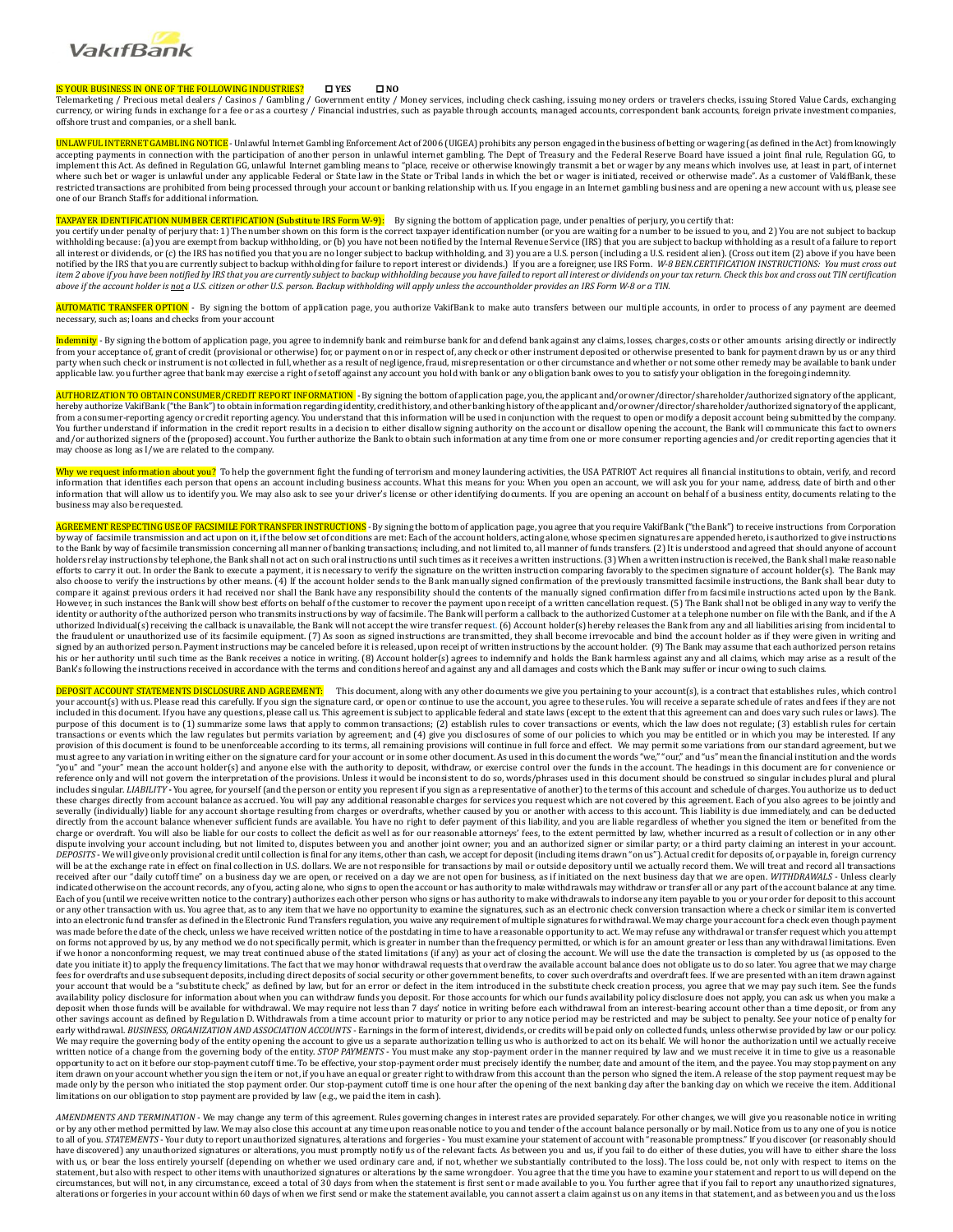VakıfBank

**IS YOUR BUSINESS IN ONE OF THE FOLLOWING INDUSTRIES?** ☐ **YES** ☐ **NO**

Telemarketing / Precious metal dealers / Casinos / Gambling / Government entity / Money services, including check cashing, issuing money orders or travelers checks, issuing Stored Value Cards, exchanging currency, or wiring funds in exchange for a fee or as a courtesy / Financial industries, such as payable through accounts, managed accounts, correspondent bank accounts, foreign private investment companies, offshore trust and companies, or a shell bank.

**UNLAWFUL INTERNET GAMBLING NOTICE** - Unlawful Internet Gambling Enforcement Act of 2006 (UIGEA) prohibits any person engaged in the business of betting or wagering (as defined in the Act) from knowingly accepting payments in connection with the participation of another person in unlawful internet gambling. The Dept of Treasury and the Federal Reserve Board have issued a joint final rule, Regulation GG, to implement this Act. As defined in Regulation GG, unlawful Internet gambling means to "place, receive or otherwise knowingly transmit a bet or wager by any means which involves use, at least in part, of internet where such bet or wager is unlawful under any applicable Federal or State law in the State or Tribal lands in which the bet or wager is initiated, received or otherwise made". As a customer of VakifBank, these restricted transactions are prohibited from being processed through your account or banking relationship with us. If you engage in an Internet gambling business and are opening a new account with us, please see one of our Branch Staffs for additional information.

**TAXPAYER IDENTIFICATION NUMBER CERTIFICATION (Substitute IRS Form W-9):** By signing the bottom of application page, under penalties of perjury, you certify that:
you certify under penalty of perjury that: 1) The number shown on this form is the correct taxpayer identification number (or you are waiting for a number to be issued to you, and 2) You are not subject to backup withholding because: (a) you are exempt from backup withholding, or (b) you have not been notified by the Internal Revenue Service (IRS) that you are subject to backup withholding as a result of a failure to report all interest or dividends, or (c) the IRS has notified you that you are no longer subject to backup withholding, and 3) you are a U.S. person (including a U.S. resident alien). (Cross out item (2) above if you have been notified by the IRS that you are currently subject to backup withholding for failure to report interest or dividends.) If you are a foreigner, use IRS Form. *W-8 BEN.CERTIFICATION INSTRUCTIONS: You must cross out item 2 above if you have been notified by IRS that you are currently subject to backup withholding because you have failed to report all interest or dividends on your tax return. Check this box and cross out TIN certification above if the account holder is not a U.S. citizen or other U.S. person. Backup withholding will apply unless the accountholder provides an IRS Form W-8 or a TIN.*

**AUTOMATIC TRANSFER OPTION** - By signing the bottom of application page, you authorize VakifBank to make auto transfers between our multiple accounts, in order to process of any payment are deemed necessary, such as; loans and checks from your account

**Indemnity** - By signing the bottom of application page, you agree to indemnify bank and reimburse bank for and defend bank against any claims, losses, charges, costs or other amounts arising directly or indirectly from your acceptance of, grant of credit (provisional or otherwise) for, or payment on or in respect of, any check or other instrument deposited or otherwise presented to bank for payment drawn by us or any third party when such check or instrument is not collected in full, whether as a result of negligence, fraud, misrepresentation or other circumstance and whether or not some other remedy may be available to bank under applicable law. you further agree that bank may exercise a right of setoff against any account you hold with bank or any obligation bank owes to you to satisfy your obligation in the foregoing indemnity.

**AUTHORIZATION TO OBTAIN CONSUMER/CREDIT REPORT INFORMATION** - By signing the bottom of application page, you, the applicant and/or owner/director/shareholder/authorized signatory of the applicant, hereby authorize VakifBank ("the Bank") to obtain information regarding identity, credit history, and other banking history of the applicant and/or owner/director/shareholder/authorized signatory of the applicant, from a consumer-reporting agency or credit reporting agency. You understand that this information will be used in conjunction with the request to open or modify a deposit account being submitted by the company. You further understand if information in the credit report results in a decision to either disallow signing authority on the account or disallow opening the account, the Bank will communicate this fact to owners and/or authorized signers of the (proposed) account. You further authorize the Bank to obtain such information at any time from one or more consumer reporting agencies and/or credit reporting agencies that it may choose as long as I/we are related to the company.

**Why we request information about you?** To help the government fight the funding of terrorism and money laundering activities, the USA PATRIOT Act requires all financial institutions to obtain, verify, and record information that identifies each person that opens an account including business accounts. What this means for you: When you open an account, we will ask you for your name, address, date of birth and other information that will allow us to identify you. We may also ask to see your driver's license or other identifying documents. If you are opening an account on behalf of a business entity, documents relating to the business may also be requested.

**AGREEMENT RESPECTING USE OF FACSIMILE FOR TRANSFER INSTRUCTIONS** - By signing the bottom of application page, you agree that you require VakifBank ("the Bank") to receive instructions from Corporation by way of facsimile transmission and act upon on it, if the below set of conditions are met: Each of the account holders, acting alone, whose specimen signatures are appended hereto, is authorized to give instructions to the Bank by way of facsimile transmission concerning all manner of banking transactions; including, and not limited to, all manner of funds transfers. (2) It is understood and agreed that should anyone of account holders relay instructions by telephone, the Bank shall not act on such oral instructions until such times as it receives a written instructions. (3) When a written instruction is received, the Bank shall make reasonable efforts to carry it out. In order the Bank to execute a payment, it is necessary to verify the signature on the written instruction comparing favorably to the specimen signature of account holder(s). The Bank may also choose to verify the instructions by other means. (4) If the account holder sends to the Bank manually signed confirmation of the previously transmitted facsimile instructions, the Bank shall bear duty to compare it against previous orders it had received nor shall the Bank have any responsibility should the contents of the manually signed confirmation differ from facsimile instructions acted upon by the Bank. However, in such instances the Bank will show best efforts on behalf of the customer to recover the payment upon receipt of a written cancellation request. (5) The Bank shall not be obliged in any way to verify the identity or authority of the authorized person who transmits instructions by way of facsimile. The Bank will perform a callback to the authorized Customer at a telephone number on file with the Bank, and if the A uthorized Individual(s) receiving the callback is unavailable, the Bank will not accept the wire transfer request. (6) Account holder(s) hereby releases the Bank from any and all liabilities arising from incidental to the fraudulent or unauthorized use of its facsimile equipment. (7) As soon as signed instructions are transmitted, they shall become irrevocable and bind the account holder as if they were given in writing and signed by an authorized person. Payment instructions may be canceled before it is released, upon receipt of written instructions by the account holder. (9) The Bank may assume that each authorized person retains his or her authority until such time as the Bank receives a notice in writing. (8) Account holder(s) agrees to indemnify and holds the Bank harmless against any and all claims, which may arise as a result of the Bank's following the instructions received in accordance with the terms and conditions hereof and against any and all damages and costs which the Bank may suffer or incur owing to such claims.

**DEPOSIT ACCOUNT STATEMENTS DISCLOSURE AND AGREEMENT:** This document, along with any other documents we give you pertaining to your account(s), is a contract that establishes rules, which control your account(s) with us. Please read this carefully. If you sign the signature card, or open or continue to use the account, you agree to these rules. You will receive a separate schedule of rates and fees if they are not included in this document. If you have any questions, please call us. This agreement is subject to applicable federal and state laws (except to the extent that this agreement can and does vary such rules or laws). The purpose of this document is to (1) summarize some laws that apply to common transactions; (2) establish rules to cover transactions or events, which the law does not regulate; (3) establish rules for certain transactions or events which the law regulates but permits variation by agreement; and (4) give you disclosures of some of our policies to which you may be entitled or in which you may be interested. If any provision of this document is found to be unenforceable according to its terms, all remaining provisions will continue in full force and effect. We may permit some variations from our standard agreement, but we must agree to any variation in writing either on the signature card for your account or in some other document. As used in this document the words "we," "our," and "us" mean the financial institution and the words "you" and "your" mean the account holder(s) and anyone else with the authority to deposit, withdraw, or exercise control over the funds in the account. The headings in this document are for convenience or reference only and will not govern the interpretation of the provisions. Unless it would be inconsistent to do so, words/phrases used in this document should be construed so singular includes plural and plural includes singular. *LIABILITY* - You agree, for yourself (and the person or entity you represent if you sign as a representative of another) to the terms of this account and schedule of charges. You authorize us to deduct these charges directly from account balance as accrued. You will pay any additional reasonable charges for services you request which are not covered by this agreement. Each of you also agrees to be jointly and severally (individually) liable for any account shortage resulting from charges or overdrafts, whether caused by you or another with access to this account. This liability is due immediately, and can be deducted directly from the account balance whenever sufficient funds are available. You have no right to defer payment of this liability, and you are liable regardless of whether you signed the item or benefited from the charge or overdraft. You will also be liable for our costs to collect the deficit as well as for our reasonable attorneys' fees, to the extent permitted by law, whether incurred as a result of collection or in any other dispute involving your account including, but not limited to, disputes between you and another joint owner; you and an authorized signer or similar party; or a third party claiming an interest in your account. *DEPOSITS* - We will give only provisional credit until collection is final for any items, other than cash, we accept for deposit (including items drawn "on us"). Actual credit for deposits of, or payable in, foreign currency will be at the exchange rate in effect on final collection in U.S. dollars. We are not responsible for transactions by mail or outside depository until we actually record them. We will treat and record all transactions received after our "daily cutoff time" on a business day we are open, or received on a day we are not open for business, as if initiated on the next business day that we are open. *WITHDRAWALS* - Unless clearly indicated otherwise on the account records, any of you, acting alone, who signs to open the account or has authority to make withdrawals may withdraw or transfer all or any part of the account balance at any time. Each of you (until we receive written notice to the contrary) authorizes each other person who signs or has authority to make withdrawals to indorse any item payable to you or your order for deposit to this account or any other transaction with us. You agree that, as to any item that we have no opportunity to examine the signatures, such as an electronic check conversion transaction where a check or similar item is converted into an electronic fund transfer as defined in the Electronic Fund Transfers regulation, you waive any requirement of multiple signatures for withdrawal. We may charge your account for a check even though payment was made before the date of the check, unless we have received written notice of the postdating in time to have a reasonable opportunity to act. We may refuse any withdrawal or transfer request which you attempt on forms not approved by us, by any method we do not specifically permit, which is greater in number than the frequency permitted, or which is for an amount greater or less than any withdrawal limitations. Even if we honor a nonconforming request, we may treat continued abuse of the stated limitations (if any) as your act of closing the account. We will use the date the transaction is completed by us (as opposed to the date you initiate it) to apply the frequency limitations. The fact that we may honor withdrawal requests that overdraw the available account balance does not obligate us to do so later. You agree that we may charge fees for overdrafts and use subsequent deposits, including direct deposits of social security or other government benefits, to cover such overdrafts and overdraft fees. If we are presented with an item drawn against your account that would be a "substitute check," as defined by law, but for an error or defect in the item introduced in the substitute check creation process, you agree that we may pay such item. See the funds availability policy disclosure for information about when you can withdraw funds you deposit. For those accounts for which our funds availability policy disclosure does not apply, you can ask us when you make a deposit when those funds will be available for withdrawal. We may require not less than 7 days' notice in writing before each withdrawal from an interest-bearing account other than a time deposit, or from any other savings account as defined by Regulation D. Withdrawals from a time account prior to maturity or prior to any notice period may be restricted and may be subject to penalty. See your notice of penalty for early withdrawal. *BUSINESS, ORGANIZATION AND ASSOCIATION ACCOUNTS* - Earnings in the form of interest, dividends, or credits will be paid only on collected funds, unless otherwise provided by law or our policy. We may require the governing body of the entity opening the account to give us a separate authorization telling us who is authorized to act on its behalf. We will honor the authorization until we actually receive written notice of a change from the governing body of the entity. *STOP PAYMENTS* - You must make any stop-payment order in the manner required by law and we must receive it in time to give us a reasonable opportunity to act on it before our stop-payment cutoff time. To be effective, your stop-payment order must precisely identify the number, date and amount of the item, and the payee. You may stop payment on any item drawn on your account whether you sign the item or not, if you have an equal or greater right to withdraw from this account than the person who signed the item. A release of the stop payment request may be made only by the person who initiated the stop payment order. Our stop-payment cutoff time is one hour after the opening of the next banking day after the banking day on which we receive the item. Additional limitations on our obligation to stop payment are provided by law (e.g., we paid the item in cash).

*AMENDMENTS AND TERMINATION* - We may change any term of this agreement. Rules governing changes in interest rates are provided separately. For other changes, we will give you reasonable notice in writing or by any other method permitted by law. We may also close this account at any time upon reasonable notice to you and tender of the account balance personally or by mail. Notice from us to any one of you is notice to all of you. *STATEMENTS* - Your duty to report unauthorized signatures, alterations and forgeries - You must examine your statement of account with "reasonable promptness." If you discover (or reasonably should have discovered) any unauthorized signatures or alterations, you must promptly notify us of the relevant facts. As between you and us, if you fail to do either of these duties, you will have to either share the loss with us, or bear the loss entirely yourself (depending on whether we used ordinary care and, if not, whether we substantially contributed to the loss). The loss could be, not only with respect to items on the statement, but also with respect to other items with unauthorized signatures or alterations by the same wrongdoer. You agree that the time you have to examine your statement and report to us will depend on the circumstances, but will not, in any circumstance, exceed a total of 30 days from when the statement is first sent or made available to you. You further agree that if you fail to report any unauthorized signatures, alterations or forgeries in your account within 60 days of when we first send or make the statement available, you cannot assert a claim against us on any items in that statement, and as between you and us the loss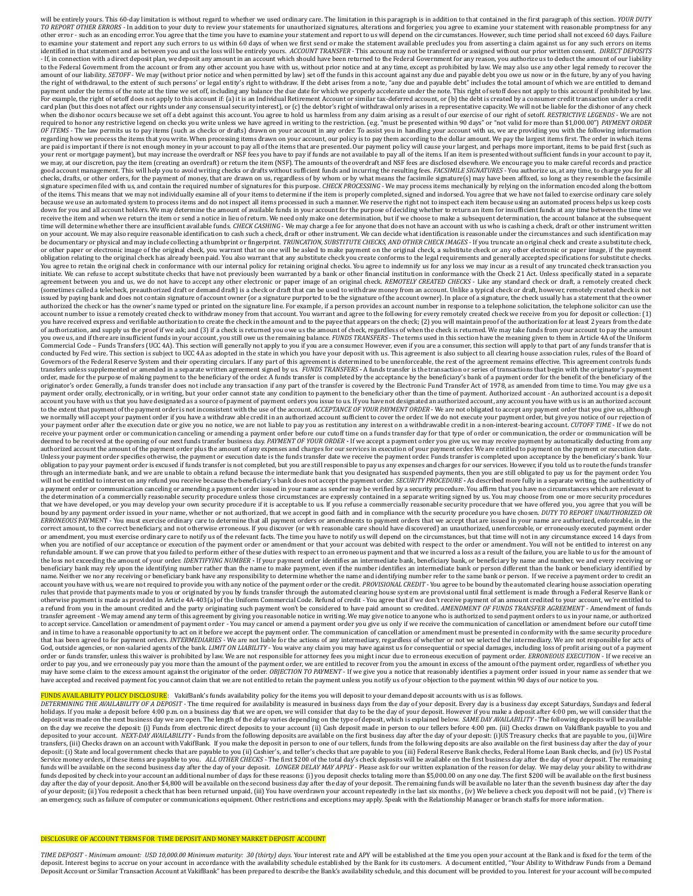will be entirely yours. This 60-day limitation is without regard to whether we used ordinary care. The limitation in this paragraph is in addition to that contained in the first paragraph of this section. *YOUR DUTY TO REPORT OTHER ERRORS* - In addition to your duty to review your statements for unauthorized signatures, alterations and forgeries; you agree to examine your statement with reasonable promptness for any other error - such as an encoding error. You agree that the time you have to examine your statement and report to us will depend on the circumstances. However, such time period shall not exceed 60 days. Failure to examine your statement and report any such errors to us within 60 days of when we first send or make the statement available precludes you from asserting a claim against us for any such errors on items identified in that statement and as between you and us the loss will be entirely yours. *ACCOUNT TRANSFER* - This account may not be transferred or assigned without our prior written consent. *DIRECT DEPOSITS* - If, in connection with a direct deposit plan, we deposit any amount in an account which should have been returned to the Federal Government for any reason, you authorize us to deduct the amount of our liability to the Federal Government from the account or from any other account you have with us, without prior notice and at any time, except as prohibited by law. We may also use any other legal remedy to recover the amount of our liability. *SETOFF* - We may (without prior notice and when permitted by law) set off the funds in this account against any due and payable debt you owe us now or in the future, by any of you having the right of withdrawal, to the extent of such persons' or legal entity's right to withdraw. If the debt arises from a note, "any due and payable debt" includes the total amount of which we are entitled to demand payment under the terms of the note at the time we set off, including any balance the due date for which we properly accelerate under the note. This right of setoff does not apply to this account if prohibited by law. For example, the right of setoff does not apply to this account if: (a) it is an Individual Retirement Account or similar tax-deferred account, or (b) the debt is created by a consumer credit transaction under a credit card plan (but this does not affect our rights under any consensual security interest), or (c) the debtor's right of withdrawal only arises in a representative capacity. We will not be liable for the dishonor of any check when the dishonor occurs because we set off a debt against this account. You agree to hold us harmless from any claim arising as a result of our exercise of our right of setoff. *RESTRICTIVE LEGENDS* - We are not required to honor any restrictive legend on checks you write unless we have agreed in writing to the restriction. (e.g. "must be presented within 90 days" or "not valid for more than $1,000.00") *PAYMENT ORDER OF ITEMS* - The law permits us to pay items (such as checks or drafts) drawn on your account in any order. To assist you in handling your account with us, we are providing you with the following information regarding how we process the items that you write. When processing items drawn on your account, our policy is to pay them according to the dollar amount. We pay the largest items first. The order in which items are paid is important if there is not enough money in your account to pay all of the items that are presented. Our payment policy will cause your largest, and perhaps more important, items to be paid first (such as your rent or mortgage payment), but may increase the overdraft or NSF fees you have to pay if funds are not available to pay all of the items. If an item is presented without sufficient funds in your account to pay it, we may, at our discretion, pay the item (creating an overdraft) or return the item (NSF). The amounts of the overdraft and NSF fees are disclosed elsewhere. We encourage you to make careful records and practice good account management. This will help you to avoid writing checks or drafts without sufficient funds and incurring the resulting fees. *FACSIMILE SIGNATURES* - You authorize us, at any time, to charge you for all checks, drafts, or other orders, for the payment of money, that are drawn on us, regardless of by whom or by what means the facsimile signature(s) may have been affixed, so long as they resemble the facsimile signature specimen filed with us, and contain the required number of signatures for this purpose. *CHECK PROCESSING* - We may process items mechanically by relying on the information encoded along the bottom of the items. This means that we may not individually examine all of your items to determine if the item is properly completed, signed and indorsed. You agree that we have not failed to exercise ordinary care solely because we use an automated system to process items and do not inspect all items processed in such a manner. We reserve the right not to inspect each item because using an automated process helps us keep costs down for you and all account holders. We may determine the amount of available funds in your account for the purpose of deciding whether to return an item for insufficient funds at any time between the time we receive the item and when we return the item or send a notice in lieu of return. We need only make one determination, but if we choose to make a subsequent determination, the account balance at the subsequent time will determine whether there are insufficient available funds. *CHECK CASHING* - We may charge a fee for anyone that does not have an account with us who is cashing a check, draft or other instrument written on your account. We may also require reasonable identification to cash such a check, draft or other instrument. We can decide what identification is reasonable under the circumstances and such identification may be documentary or physical and may include collecting a thumbprint or fingerprint. *TRUNCATION, SUBSTITUTE CHECKS, AND OTHER CHECK IMAGES* - If you truncate an original check and create a substitute check, or other paper or electronic image of the original check, you warrant that no one will be asked to make payment on the original check, a substitute check or any other electronic or paper image, if the payment obligation relating to the original check has already been paid. You also warrant that any substitute check you create conforms to the legal requirements and generally accepted specifications for substitute checks. You agree to retain the original check in conformance with our internal policy for retaining original checks. You agree to indemnify us for any loss we may incur as a result of any truncated check transaction you initiate. We can refuse to accept substitute checks that have not previously been warranted by a bank or other financial institution in conformance with the Check 21 Act. Unless specifically stated in a separate agreement between you and us, we do not have to accept any other electronic or paper image of an original check. *REMOTELY CREATED CHECKS* - Like any standard check or draft, a remotely created check (sometimes called a telecheck, preauthorized draft or demand draft) is a check or draft that can be used to withdraw money from an account. Unlike a typical check or draft, however, remotely created check is not issued by paying bank and does not contain signature of account owner (or a signature purported to be the signature of the account owner). In place of a signature, the check usually has a statement that the owner authorized the check or has the owner's name typed or printed on the signature line. For example, if a person provides an account number in response to a telephone solicitation, the telephone solicitor can use the account number to issue a remotely created check to withdraw money from that account. You warrant and agree to the following for every remotely created check we receive from you for deposit or collection: (1) you have received express and verifiable authorization to create the check in the amount and to the payee that appears on the check; (2) you will maintain proof of the authorization for at least 2 years from the date of authorization, and supply us the proof if we ask; and (3) if a check is returned you owe us the amount of check, regardless of when the check is returned. We may take funds from your account to pay the amount you owe us, and if there are insufficient funds in your account, you still owe us the remaining balance. *FUNDS TRANSFERS* - The terms used in this section have the meaning given to them in Article 4A of the Uniform Commercial Code – Funds Transfers (UCC 4A). This section will generally not apply to you if you are a consumer. However, even if you are a consumer, this section will apply to that part of any funds transfer that is conducted by Fed wire. This section is subject to UCC 4A as adopted in the state in which you have your deposit with us. This agreement is also subject to all clearing house association rules, rules of the Board of Governors of the Federal Reserve System and their operating circulars. If any part of this agreement is determined to be unenforceable, the rest of the agreement remains effective. This agreement controls funds transfers unless supplemented or amended in a separate written agreement signed by us. *FUNDS TRANSFERS* - A funds transfer is the transaction or series of transactions that begin with the originator's payment order, made for the purpose of making payment to the beneficiary of the order. A funds transfer is completed by the acceptance by the beneficiary's bank of a payment order for the benefit of the beneficiary of the originator's order. Generally, a funds transfer does not include any transaction if any part of the transfer is covered by the Electronic Fund Transfer Act of 1978, as amended from time to time. You may give us a payment order orally, electronically, or in writing, but your order cannot state any condition to payment to the beneficiary other than the time of payment. Authorized account - An authorized account is a deposit account you have with us that you have designated as a source of payment of payment orders you issue to us. If you have not designated an authorized account, any account you have with us is an authorized account to the extent that payment of the payment order is not inconsistent with the use of the account. *ACCEPTANCE OF YOUR PAYMENT ORDER* - We are not obligated to accept any payment order that you give us, although we normally will accept your payment order if you have a withdraw able credit in an authorized account sufficient to cover the order. If we do not execute your payment order, but give you notice of our rejection of your payment order after the execution date or give you no notice, we are not liable to pay you as restitution any interest on a withdrawable credit in a non-interest-bearing account. *CUTOFF TIME* - If we do not receive your payment order or communication canceling or amending a payment order before our cutoff time on a funds transfer day for that type of order or communication, the order or communication will be deemed to be received at the opening of our next funds transfer business day. *PAYMENT OF YOUR ORDER* - If we accept a payment order you give us, we may receive payment by automatically deducting from any authorized account the amount of the payment order plus the amount of any expenses and charges for our services in execution of your payment order. We are entitled to payment on the payment or execution date. Unless your payment order specifies otherwise, the payment or execution date is the funds transfer date we receive the payment order. Funds transfer is completed upon acceptance by the beneficiary's bank. Your obligation to pay your payment order is excused if funds transfer is not completed, but you are still responsible to pay us any expenses and charges for our services. However, if you told us to route the funds transfer through an intermediate bank, and we are unable to obtain a refund because the intermediate bank that you designated has suspended payments, then you are still obligated to pay us for the payment order. You will not be entitled to interest on any refund you receive because the beneficiary's bank does not accept the payment order. *SECURITY PROCEDURE* - As described more fully in a separate writing, the authenticity of a payment order or communication canceling or amending a payment order issued in your name as sender may be verified by a security procedure. You affirm that you have no circumstances which are relevant to the determination of a commercially reasonable security procedure unless those circumstances are expressly contained in a separate writing signed by us. You may choose from one or more security procedures that we have developed, or you may develop your own security procedure if it is acceptable to us. If you refuse a commercially reasonable security procedure that we have offered you, you agree that you will be bound by any payment order issued in your name, whether or not authorized, that we accept in good faith and in compliance with the security procedure you have chosen. *DUTY TO REPORT UNAUTHORIZED OR ERRONEOUS* PAYMENT - You must exercise ordinary care to determine that all payment orders or amendments to payment orders that we accept that are issued in your name are authorized, enforceable, in the correct amount, to the correct beneficiary, and not otherwise erroneous. If you discover (or with reasonable care should have discovered) an unauthorized, unenforceable, or erroneously executed payment order or amendment, you must exercise ordinary care to notify us of the relevant facts. The time you have to notify us will depend on the circumstances, but that time will not in any circumstance exceed 14 days from when you are notified of our acceptance or execution of the payment order or amendment or that your account was debited with respect to the order or amendment. You will not be entitled to interest on any refundable amount. If we can prove that you failed to perform either of these duties with respect to an erroneous payment and that we incurred a loss as a result of the failure, you are liable to us for the amount of the loss not exceeding the amount of your order. *IDENTIFYING NUMBER* - If your payment order identifies an intermediate bank, beneficiary bank, or beneficiary by name and number, we and every receiving or beneficiary bank may rely upon the identifying number rather than the name to make payment, even if the number identifies an intermediate bank or person different than the bank or beneficiary identified by name. Neither we nor any receiving or beneficiary bank have any responsibility to determine whether the name and identifying number refer to the same bank or person. If we receive a payment order to credit an account you have with us, we are not required to provide you with any notice of the payment order or the credit. *PROVISIONAL CREDIT* - You agree to be bound by the automated clearing house association operating rules that provide that payments made to you or originated by you by funds transfer through the automated clearing house system are provisional until final settlement is made through a Federal Reserve Bank or otherwise payment is made as provided in Article 4A-403(a) of the Uniform Commercial Code. Refund of credit - You agree that if we don't receive payment of an amount credited to your account, we're entitled to a refund from you in the amount credited and the party originating such payment won't be considered to have paid amount so credited. *AMENDMENT OF FUNDS TRANSFER AGREEMENT* - Amendment of funds transfer agreement - We may amend any term of this agreement by giving you reasonable notice in writing. We may give notice to anyone who is authorized to send payment orders to us in your name, or authorized to accept service. Cancellation or amendment of payment order - You may cancel or amend a payment order you give us only if we receive the communication of cancellation or amendment before our cutoff time and in time to have a reasonable opportunity to act on it before we accept the payment order. The communication of cancellation or amendment must be presented in conformity with the same security procedure that has been agreed to for payment orders. *INTERMEDIARIES* - We are not liable for the actions of any intermediary, regardless of whether or not we selected the intermediary. We are not responsible for acts of God, outside agencies, or non-salaried agents of the bank. *LIMIT ON LIABILITY* - You waive any claim you may have against us for consequential or special damages, including loss of profit arising out of a payment order or funds transfer, unless this waiver is prohibited by law. We are not responsible for attorney fees you might incur due to erroneous execution of payment order. *ERRONEOUS EXECUTION* - If we receive an order to pay you, and we erroneously pay you more than the amount of the payment order, we are entitled to recover from you the amount in excess of the amount of the payment order, regardless of whether you may have some claim to the excess amount against the originator of the order. *OBJECTION TO PAYMENT* - If we give you a notice that reasonably identifies a payment order issued in your name as sender that we have accepted and received payment for, you cannot claim that we are not entitled to retain the payment unless you notify us of your objection to the payment within 90 days of our notice to you.

FUNDS AVAILABILITY POLICY DISCLOSURE: VakifBank's funds availability policy for the items you will deposit to your demand deposit accounts with us is as follows.

*DETERMINING THE AVAILABILITY OF A DEPOSIT* - The time required for availability is measured in business days from the day of your deposit. Every day is a business day except Saturdays, Sundays and federal holidays. If you make a deposit before 4:00 p.m. on a business day that we are open, we will consider that day to be the day of your deposit. However if you make a deposit after 4:00 pm, we will consider that the deposit was made on the next business day we are open. The length of the delay varies depending on the type of deposit, which is explained below. *SAME DAY AVAILABILITY* - The following deposits will be available on the day we receive the deposit: (i) Funds from electronic direct deposits to your account (ii) Cash deposit made in person to our tellers before 4:00 pm. (iii) Checks drawn on VakifBank payable to you and deposited to your account. *NEXT-DAY AVAILABILITY* - Funds from the following deposits are available on the first business day after the day of your deposit: (i)US Treasury checks that are payable to you, (ii)Wire transfers, (iii) Checks drawn on an account with VakifBank. If you make the deposit in person to one of our tellers, funds from the following deposits are also available on the first business day after the day of your deposit: (i) State and local government checks that are payable to you (ii) Cashier's, and teller's checks that are payable to you (iii) Federal Reserve Bank checks, Federal Home Loan Bank checks, and (iv) US Postal Service money orders, if these items are payable to you. *ALL OTHER CHECKS* - The first $200 of the total day's check deposits will be available on the first business day after the day of your deposit. The remaining funds will be available on the second business day after the day of your deposit. *LONGER DELAY MAY APPLY* - Please ask for our written explanation of the reason for delay. We may delay your ability to withdraw funds deposited by check into your account an additional number of days for these reasons: (i) you deposit checks totaling more than $5,000.00 on any one day. The first $200 will be available on the first business day after the day of your deposit. Another $4,800 will be available on the second business day after the day of your deposit. The remaining funds will be available no later than the seventh business day after the day of your deposit; (ii) You redeposit a check that has been returned unpaid, (iii) You have overdrawn your account repeatedly in the last six months , (iv) We believe a check you deposit will not be paid , (v) There is an emergency, such as failure of computer or communications equipment. Other restrictions and exceptions may apply. Speak with the Relationship Manager or branch staffs for more information.

DISCLOSURE OF ACCOUNT TERMS FOR TIME DEPOSIT AND MONEY MARKET DEPOSIT ACCOUNT

*TIME DEPOSIT - Minimum amount: USD 10,000.00 Minimum maturity: 30 (thirty) days.* Your interest rate and APY will be established at the time you open your account at the Bank and is fixed for the term of the deposit. Interest begins to accrue on your account in accordance with the availability schedule established by the Bank for its customers. A document entitled, "Your Ability to Withdraw Funds from a Demand Deposit Account or Similar Transaction Account at VakifBank" has been prepared to describe the Bank's availability schedule, and this document will be provided to you. Interest for your account will be computed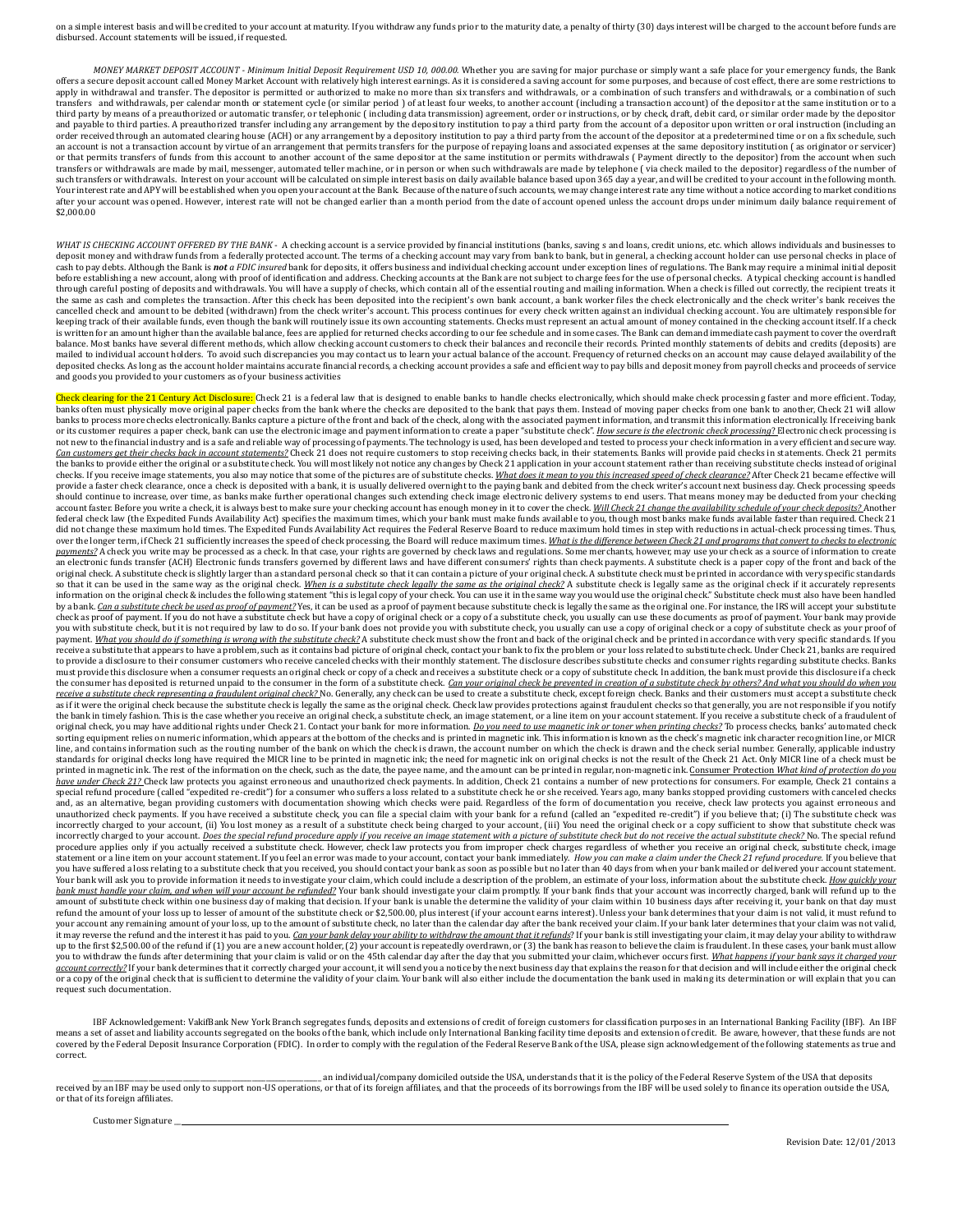on a simple interest basis and will be credited to your account at maturity. If you withdraw any funds prior to the maturity date, a penalty of thirty (30) days interest will be charged to the account before funds are disbursed. Account statements will be issued, if requested.

*MONEY MARKET DEPOSIT ACCOUNT - Minimum Initial Deposit Requirement USD 10, 000.00.* Whether you are saving for major purchase or simply want a safe place for your emergency funds, the Bank offers a secure deposit account called Money Market Account with relatively high interest earnings. As it is considered a saving account for some purposes, and because of cost effect, there are some restrictions to apply in withdrawal and transfer. The depositor is permitted or authorized to make no more than six transfers and withdrawals, or a combination of such transfers and withdrawals, or a combination of such transfers and withdrawals, per calendar month or statement cycle (or similar period ) of at least four weeks, to another account (including a transaction account) of the depositor at the same institution or to a third party by means of a preauthorized or automatic transfer, or telephonic ( including data transmission) agreement, order or instructions, or by check, draft, debit card, or similar order made by the depositor and payable to third parties. A preauthorized transfer including any arrangement by the depository institution to pay a third party from the account of a depositor upon written or oral instruction (including an order received through an automated clearing house (ACH) or any arrangement by a depository institution to pay a third party from the account of the depositor at a predetermined time or on a fix schedule, such an account is not a transaction account by virtue of an arrangement that permits transfers for the purpose of repaying loans and associated expenses at the same depository institution ( as originator or servicer) or that permits transfers of funds from this account to another account of the same depositor at the same institution or permits withdrawals ( Payment directly to the depositor) from the account when such transfers or withdrawals are made by mail, messenger, automated teller machine, or in person or when such withdrawals are made by telephone ( via check mailed to the depositor) regardless of the number of such transfers or withdrawals. Interest on your account will be calculated on simple interest basis on daily available balance based upon 365 day a year, and will be credited to your account in the following month. Your interest rate and APY will be established when you open your account at the Bank. Because of the nature of such accounts, we may change interest rate any time without a notice according to market conditions after your account was opened. However, interest rate will not be changed earlier than a month period from the date of account opened unless the account drops under minimum daily balance requirement of $2,000.00

*WHAT IS CHECKING ACCOUNT OFFERED BY THE BANK -* A checking account is a service provided by financial institutions (banks, saving s and loans, credit unions, etc. which allows individuals and businesses to deposit money and withdraw funds from a federally protected account. The terms of a checking account may vary from bank to bank, but in general, a checking account holder can use personal checks in place of cash to pay debts. Although the Bank is ***not*** *a FDIC insured* bank for deposits, it offers business and individual checking account under exception lines of regulations. The Bank may require a minimal initial deposit before establishing a new account, along with proof of identification and address. Checking accounts at the Bank are not subject to charge fees for the use of personal checks. A typical checking account is handled through careful posting of deposits and withdrawals. You will have a supply of checks, which contain all of the essential routing and mailing information. When a check is filled out correctly, the recipient treats it the same as cash and completes the transaction. After this check has been deposited into the recipient's own bank account, a bank worker files the check electronically and the check writer's bank receives the cancelled check and amount to be debited (withdrawn) from the check writer's account. This process continues for every check written against an individual checking account. You are ultimately responsible for keeping track of their available funds, even though the bank will routinely issue its own accounting statements. Checks must represent an actual amount of money contained in the checking account itself. If a check is written for an amount higher than the available balance, fees are applied for returned checks according to our fee schedule and in some cases. The Bank can demand immediate cash payment to cover the overdraft balance. Most banks have several different methods, which allow checking account customers to check their balances and reconcile their records. Printed monthly statements of debits and credits (deposits) are mailed to individual account holders. To avoid such discrepancies you may contact us to learn your actual balance of the account. Frequency of returned checks on an account may cause delayed availability of the deposited checks. As long as the account holder maintains accurate financial records, a checking account provides a safe and efficient way to pay bills and deposit money from payroll checks and proceeds of service and goods you provided to your customers as of your business activities

Check clearing for the 21 Century Act Disclosure: Check 21 is a federal law that is designed to enable banks to handle checks electronically, which should make check processing faster and more efficient. Today, banks often must physically move original paper checks from the bank where the checks are deposited to the bank that pays them. Instead of moving paper checks from one bank to another, Check 21 will allow banks to process more checks electronically. Banks capture a picture of the front and back of the check, along with the associated payment information, and transmit this information electronically. If receiving bank or its customer requires a paper check, bank can use the electronic image and payment information to create a paper "substitute check". *How secure is the electronic check processing?* Electronic check processing is not new to the financial industry and is a safe and reliable way of processing of payments. The technology is used, has been developed and tested to process your check information in a very efficient and secure way. *Can customers get their checks back in account statements?* Check 21 does not require customers to stop receiving checks back, in their statements. Banks will provide paid checks in statements. Check 21 permits the banks to provide either the original or a substitute check. You will most likely not notice any changes by Check 21 application in your account statement rather than receiving substitute checks instead of original checks. If you receive image statements, you also may notice that some of the pictures are of substitute checks. *What does it mean to you this increased speed of check clearance?* After Check 21 became effective will provide a faster check clearance, once a check is deposited with a bank, it is usually delivered overnight to the paying bank and debited from the check writer's account next business day. Check processing speeds should continue to increase, over time, as banks make further operational changes such extending check image electronic delivery systems to end users. That means money may be deducted from your checking account faster. Before you write a check, it is always best to make sure your checking account has enough money in it to cover the check. *Will Check 21 change the availability schedule of your check deposits?* Another federal check law (the Expedited Funds Availability Act) specifies the maximum times, which your bank must make funds available to you, though most banks make funds available faster than required. Check 21 did not change these maximum hold times. The Expedited Funds Availability Act requires the Federal Reserve Board to reduce maximum hold times in step with reductions in actual-check processing times. Thus, over the longer term, if Check 21 sufficiently increases the speed of check processing, the Board will reduce maximum times. *What is the difference between Check 21 and programs that convert to checks to electronic payments?* A check you write may be processed as a check. In that case, your rights are governed by check laws and regulations. Some merchants, however, may use your check as a source of information to create an electronic funds transfer (ACH) Electronic funds transfers governed by different laws and have different consumers' rights than check payments. A substitute check is a paper copy of the front and back of the original check. A substitute check is slightly larger than a standard personal check so that it can contain a picture of your original check. A substitute check must be printed in accordance with very specific standards so that it can be used in the same way as the original check. *When is a substitute check legally the same as the original check?* A substitute check is legally same as the original check if it accurately represents information on the original check & includes the following statement "this is legal copy of your check. You can use it in the same way you would use the original check." Substitute check must also have been handled by a bank. *Can a substitute check be used as proof of payment?* Yes, it can be used as a proof of payment because substitute check is legally the same as the original one. For instance, the IRS will accept your substitute check as proof of payment. If you do not have a substitute check but have a copy of original check or a copy of a substitute check, you usually can use these documents as proof of payment. Your bank may provide you with substitute check, but it is not required by law to do so. If your bank does not provide you with substitute check, you usually can use a copy of original check or a copy of substitute check as your proof of payment. *What you should do if something is wrong with the substitute check?* A substitute check must show the front and back of the original check and be printed in accordance with very specific standards. If you receive a substitute that appears to have a problem, such as it contains bad picture of original check, contact your bank to fix the problem or your loss related to substitute check. Under Check 21, banks are required to provide a disclosure to their consumer customers who receive canceled checks with their monthly statement. The disclosure describes substitute checks and consumer rights regarding substitute checks. Banks must provide this disclosure when a consumer requests an original check or copy of a check and receives a substitute check or a copy of substitute check. In addition, the bank must provide this disclosure if a check the consumer has deposited is returned unpaid to the consumer in the form of a substitute check. *Can your original check be prevented in creation of a substitute check by others? And what you should do when you receive a substitute check representing a fraudulent original check?* No. Generally, any check can be used to create a substitute check, except foreign check. Banks and their customers must accept a substitute check as if it were the original check because the substitute check is legally the same as the original check. Check law provides protections against fraudulent checks so that generally, you are not responsible if you notify the bank in timely fashion. This is the case whether you receive an original check, a substitute check, an image statement, or a line item on your account statement. If you receive a substitute check of a fraudulent of original check, you may have additional rights under Check 21. Contact your bank for more information. *Do you need to use magnetic ink or toner when printing checks?* To process checks, banks' automated check sorting equipment relies on numeric information, which appears at the bottom of the checks and is printed in magnetic ink. This information is known as the check's magnetic ink character recognition line, or MICR line, and contains information such as the routing number of the bank on which the check is drawn, the account number on which the check is drawn and the check serial number. Generally, applicable industry standards for original checks long have required the MICR line to be printed in magnetic ink; the need for magnetic ink on original checks is not the result of the Check 21 Act. Only MICR line of a check must be printed in magnetic ink. The rest of the information on the check, such as the date, the payee name, and the amount can be printed in regular, non-magnetic ink. Consumer Protection *What kind of protection do you have under Check 21?* Check law protects you against erroneous and unauthorized check payments. In addition, Check 21 contains a number of new protections for consumers. For example, Check 21 contains a special refund procedure (called "expedited re-credit") for a consumer who suffers a loss related to a substitute check he or she received. Years ago, many banks stopped providing customers with canceled checks and, as an alternative, began providing customers with documentation showing which checks were paid. Regardless of the form of documentation you receive, check law protects you against erroneous and unauthorized check payments. If you have received a substitute check, you can file a special claim with your bank for a refund (called an "expedited re-credit") if you believe that; (i) The substitute check was incorrectly charged to your account, (ii) You lost money as a result of a substitute check being charged to your account, (iii) You need the original check or a copy sufficient to show that substitute check was incorrectly charged to your account. *Does the special refund procedure apply if you receive an image statement with a picture of substitute check but do not receive the actual substitute check?* No. The special refund procedure applies only if you actually received a substitute check. However, check law protects you from improper check charges regardless of whether you receive an original check, substitute check, image statement or a line item on your account statement. If you feel an error was made to your account, contact your bank immediately. *How you can make a claim under the Check 21 refund procedure.* If you believe that you have suffered a loss relating to a substitute check that you received, you should contact your bank as soon as possible but no later than 40 days from when your bank mailed or delivered your account statement. Your bank will ask you to provide information it needs to investigate your claim, which could include a description of the problem, an estimate of your loss, information about the substitute check. *How quickly your bank must handle your claim, and when will your account be refunded?* Your bank should investigate your claim promptly. If your bank finds that your account was incorrectly charged, bank will refund up to the amount of substitute check within one business day of making that decision. If your bank is unable the determine the validity of your claim within 10 business days after receiving it, your bank on that day must refund the amount of your loss up to lesser of amount of the substitute check or $2,500.00, plus interest (if your account earns interest). Unless your bank determines that your claim is not valid, it must refund to your account any remaining amount of your loss, up to the amount of substitute check, no later than the calendar day after the bank received your claim. If your bank later determines that your claim was not valid, it may reverse the refund and the interest it has paid to you. *Can your bank delay your ability to withdraw the amount that it refunds?* If your bank is still investigating your claim, it may delay your ability to withdraw up to the first $2,500.00 of the refund if (1) you are a new account holder, (2) your account is repeatedly overdrawn, or (3) the bank has reason to believe the claim is fraudulent. In these cases, your bank must allow you to withdraw the funds after determining that your claim is valid or on the 45th calendar day after the day that you submitted your claim, whichever occurs first. *What happens if your bank says it charged your account correctly?* If your bank determines that it correctly charged your account, it will send you a notice by the next business day that explains the reason for that decision and will include either the original check or a copy of the original check that is sufficient to determine the validity of your claim. Your bank will also either include the documentation the bank used in making its determination or will explain that you can request such documentation.

IBF Acknowledgement: VakifBank New York Branch segregates funds, deposits and extensions of credit of foreign customers for classification purposes in an International Banking Facility (IBF). An IBF means a set of asset and liability accounts segregated on the books of the bank, which include only International Banking facility time deposits and extension of credit. Be aware, however, that these funds are not covered by the Federal Deposit Insurance Corporation (FDIC). In order to comply with the regulation of the Federal Reserve Bank of the USA, please sign acknowledgement of the following statements as true and correct.

_______________________________ an individual/company domiciled outside the USA, understands that it is the policy of the Federal Reserve System of the USA that deposits received by an IBF may be used only to support non-US operations, or that of its foreign affiliates, and that the proceeds of its borrowings from the IBF will be used solely to finance its operation outside the USA, or that of its foreign affiliates.

Customer Signature ________________________________________________

Revision Date: 12/01/2013